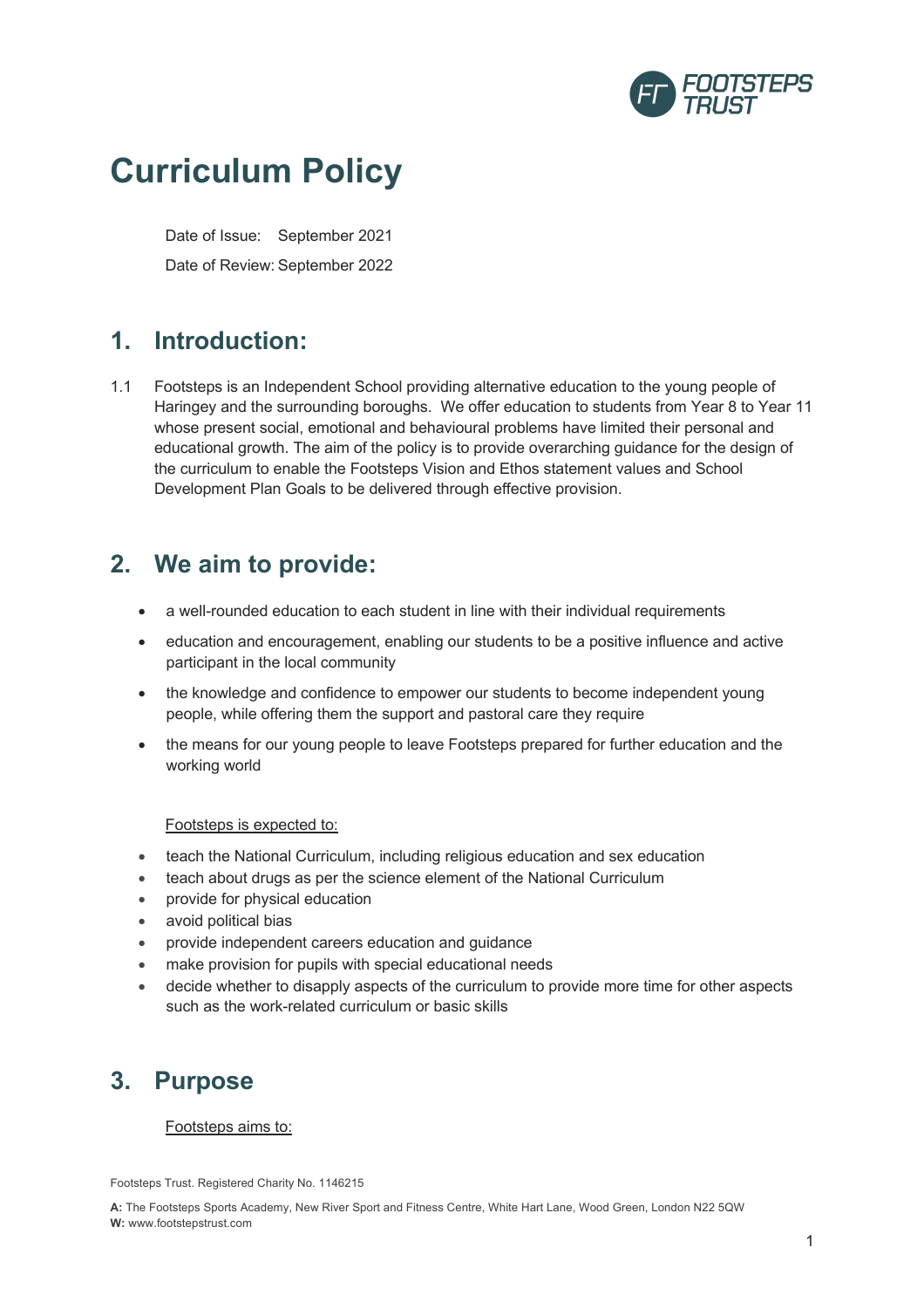# Curriculum Policy

Date of Issue: September 2021

Date of Review: September 2022

## 1. Introduction:

1.1 Footsteps is an Independent School providing alternative education to the young people of Haringey and the surrounding boroughs. We offer education to students from Year 8 to Year 11 whose present social, emotional and behavioural problems have limited their personal and educational growth. The aim of the policy is to provide overarching guidance for the design of the curriculum to enable the Footsteps Vision and Ethos statement values and School Development Plan Goals to be delivered through effective provision.

## 2. We aim to provide:

- a well-rounded education to each student in line with their individual requirements
- education and encouragement, enabling our students to be a positive influence and active participant in the local community
- the knowledge and confidence to empower our students to become independent young people, while offering them the support and pastoral care they require
- the means for our young people to leave Footsteps prepared for further education and the working world

Footsteps is expected to:

- teach the National Curriculum, including religious education and sex education
- teach about drugs as per the science element of the National Curriculum
- provide for physical education
- avoid political bias
- provide independent careers education and guidance
- make provision for pupils with special educational needs
- decide whether to disapply aspects of the curriculum to provide more time for other aspects such as the work-related curriculum or basic skills

## 3. Purpose

Footsteps aims to: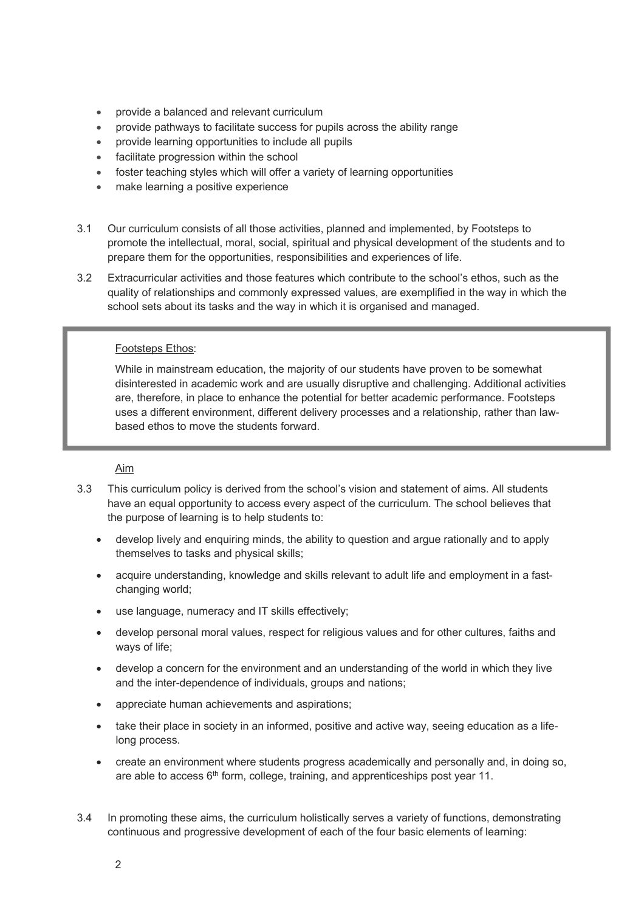- provide a balanced and relevant curriculum
- provide pathways to facilitate success for pupils across the ability range
- provide learning opportunities to include all pupils
- facilitate progression within the school
- foster teaching styles which will offer a variety of learning opportunities
- make learning a positive experience

3.1 Our curriculum consists of all those activities, planned and implemented, by Footsteps to promote the intellectual, moral, social, spiritual and physical development of the students and to prepare them for the opportunities, responsibilities and experiences of life.

3.2 Extracurricular activities and those features which contribute to the school's ethos, such as the quality of relationships and commonly expressed values, are exemplified in the way in which the school sets about its tasks and the way in which it is organised and managed.

> Footsteps Ethos:
>
> While in mainstream education, the majority of our students have proven to be somewhat disinterested in academic work and are usually disruptive and challenging. Additional activities are, therefore, in place to enhance the potential for better academic performance. Footsteps uses a different environment, different delivery processes and a relationship, rather than law-based ethos to move the students forward.

Aim

3.3 This curriculum policy is derived from the school's vision and statement of aims. All students have an equal opportunity to access every aspect of the curriculum. The school believes that the purpose of learning is to help students to:

- develop lively and enquiring minds, the ability to question and argue rationally and to apply themselves to tasks and physical skills;
- acquire understanding, knowledge and skills relevant to adult life and employment in a fast-changing world;
- use language, numeracy and IT skills effectively;
- develop personal moral values, respect for religious values and for other cultures, faiths and ways of life;
- develop a concern for the environment and an understanding of the world in which they live and the inter-dependence of individuals, groups and nations;
- appreciate human achievements and aspirations;
- take their place in society in an informed, positive and active way, seeing education as a life-long process.
- create an environment where students progress academically and personally and, in doing so, are able to access 6th form, college, training, and apprenticeships post year 11.

3.4 In promoting these aims, the curriculum holistically serves a variety of functions, demonstrating continuous and progressive development of each of the four basic elements of learning: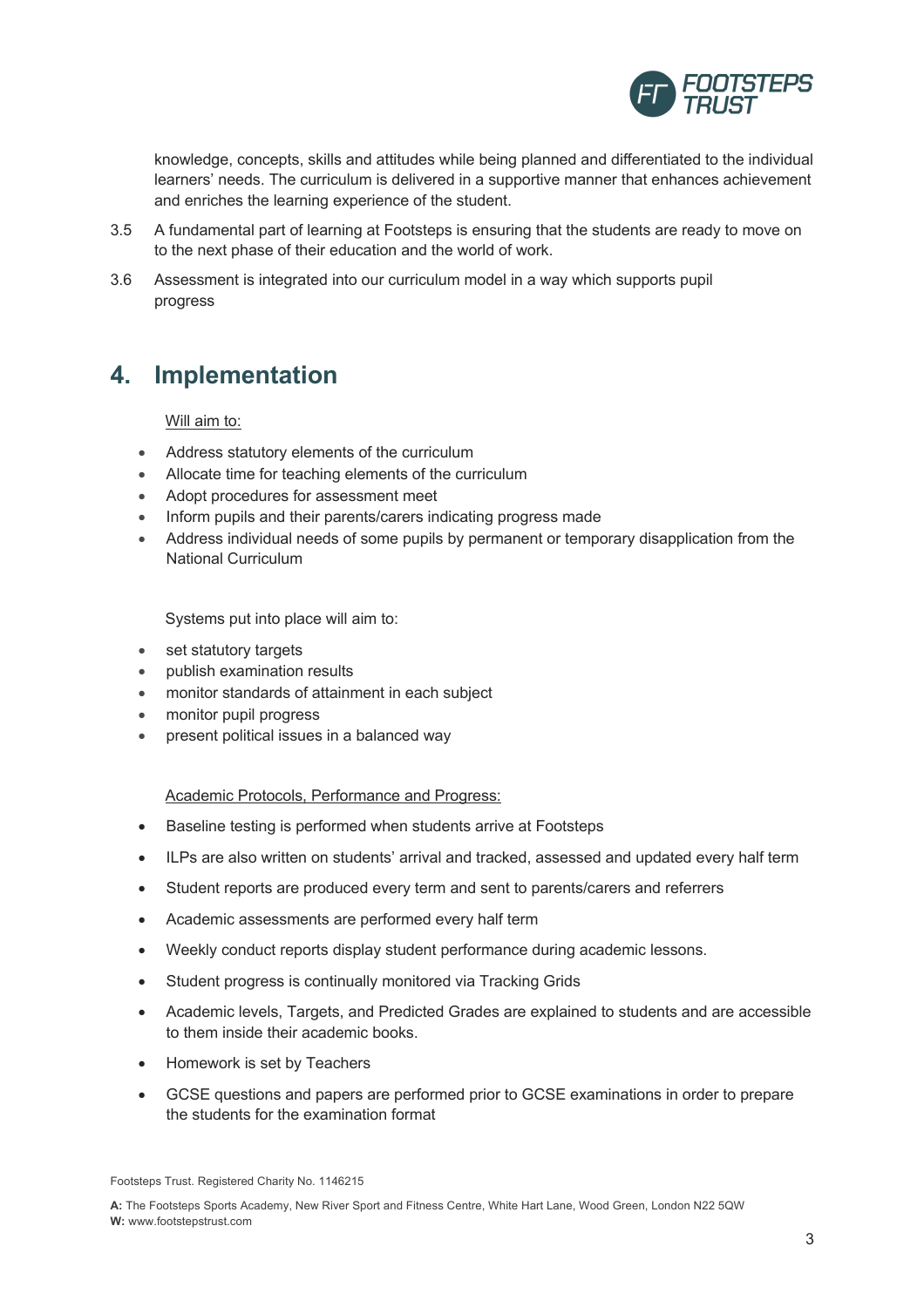knowledge, concepts, skills and attitudes while being planned and differentiated to the individual learners' needs. The curriculum is delivered in a supportive manner that enhances achievement and enriches the learning experience of the student.

3.5 A fundamental part of learning at Footsteps is ensuring that the students are ready to move on to the next phase of their education and the world of work.

3.6 Assessment is integrated into our curriculum model in a way which supports pupil progress

## 4. Implementation

<u>Will aim to:</u>

- Address statutory elements of the curriculum
- Allocate time for teaching elements of the curriculum
- Adopt procedures for assessment meet
- Inform pupils and their parents/carers indicating progress made
- Address individual needs of some pupils by permanent or temporary disapplication from the National Curriculum

Systems put into place will aim to:

- set statutory targets
- publish examination results
- monitor standards of attainment in each subject
- monitor pupil progress
- present political issues in a balanced way

<u>Academic Protocols, Performance and Progress:</u>

- Baseline testing is performed when students arrive at Footsteps
- ILPs are also written on students' arrival and tracked, assessed and updated every half term
- Student reports are produced every term and sent to parents/carers and referrers
- Academic assessments are performed every half term
- Weekly conduct reports display student performance during academic lessons.
- Student progress is continually monitored via Tracking Grids
- Academic levels, Targets, and Predicted Grades are explained to students and are accessible to them inside their academic books.
- Homework is set by Teachers
- GCSE questions and papers are performed prior to GCSE examinations in order to prepare the students for the examination format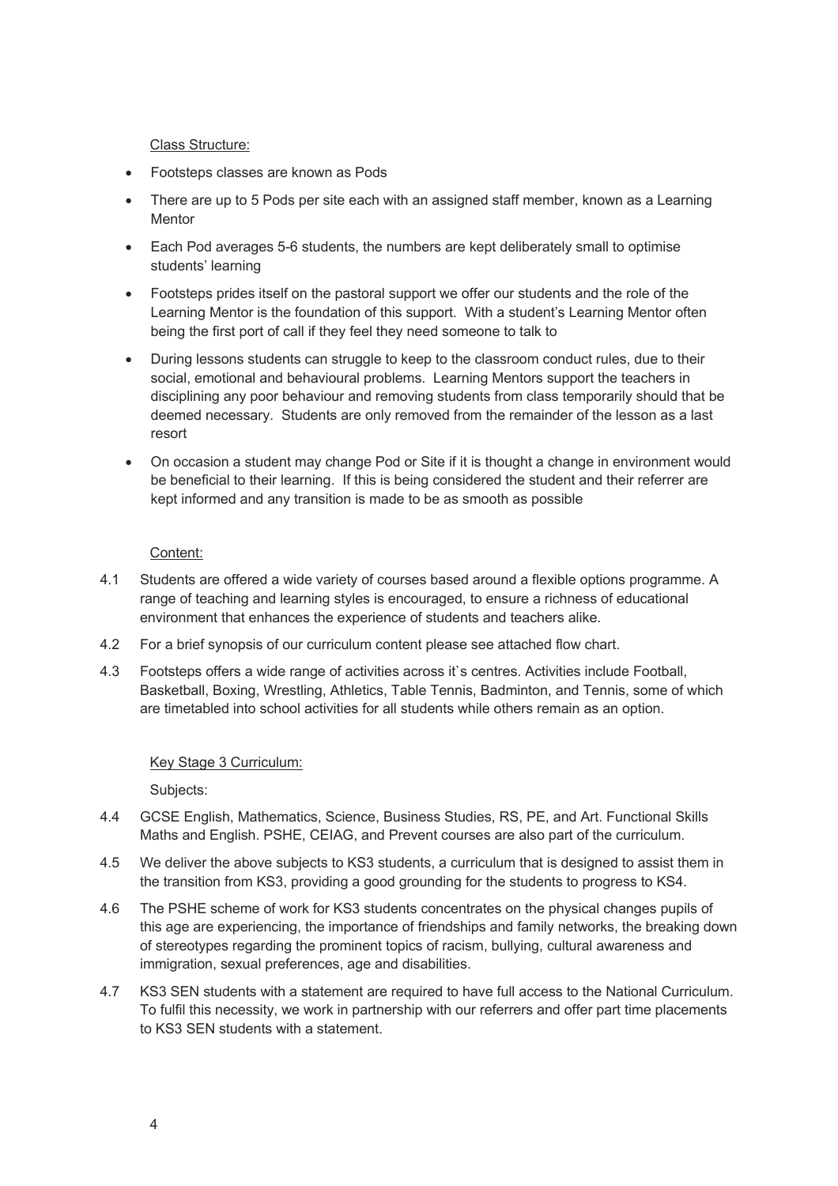Class Structure:

- Footsteps classes are known as Pods
- There are up to 5 Pods per site each with an assigned staff member, known as a Learning Mentor
- Each Pod averages 5-6 students, the numbers are kept deliberately small to optimise students' learning
- Footsteps prides itself on the pastoral support we offer our students and the role of the Learning Mentor is the foundation of this support. With a student's Learning Mentor often being the first port of call if they feel they need someone to talk to
- During lessons students can struggle to keep to the classroom conduct rules, due to their social, emotional and behavioural problems. Learning Mentors support the teachers in disciplining any poor behaviour and removing students from class temporarily should that be deemed necessary. Students are only removed from the remainder of the lesson as a last resort
- On occasion a student may change Pod or Site if it is thought a change in environment would be beneficial to their learning. If this is being considered the student and their referrer are kept informed and any transition is made to be as smooth as possible

Content:

4.1 Students are offered a wide variety of courses based around a flexible options programme. A range of teaching and learning styles is encouraged, to ensure a richness of educational environment that enhances the experience of students and teachers alike.

4.2 For a brief synopsis of our curriculum content please see attached flow chart.

4.3 Footsteps offers a wide range of activities across it`s centres. Activities include Football, Basketball, Boxing, Wrestling, Athletics, Table Tennis, Badminton, and Tennis, some of which are timetabled into school activities for all students while others remain as an option.

Key Stage 3 Curriculum:

Subjects:

4.4 GCSE English, Mathematics, Science, Business Studies, RS, PE, and Art. Functional Skills Maths and English. PSHE, CEIAG, and Prevent courses are also part of the curriculum.

4.5 We deliver the above subjects to KS3 students, a curriculum that is designed to assist them in the transition from KS3, providing a good grounding for the students to progress to KS4.

4.6 The PSHE scheme of work for KS3 students concentrates on the physical changes pupils of this age are experiencing, the importance of friendships and family networks, the breaking down of stereotypes regarding the prominent topics of racism, bullying, cultural awareness and immigration, sexual preferences, age and disabilities.

4.7 KS3 SEN students with a statement are required to have full access to the National Curriculum. To fulfil this necessity, we work in partnership with our referrers and offer part time placements to KS3 SEN students with a statement.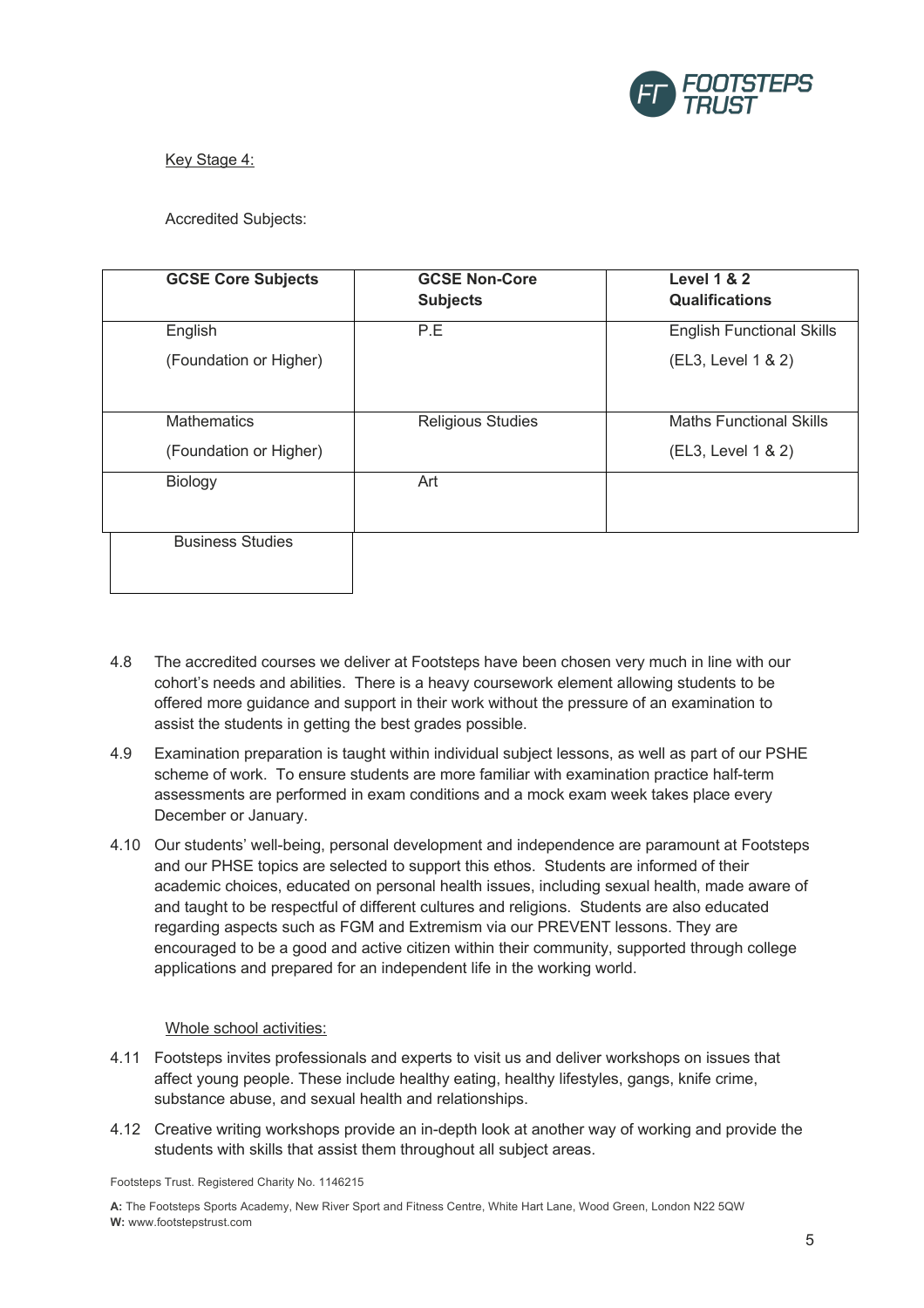Key Stage 4:

Accredited Subjects:

| GCSE Core Subjects | GCSE Non-Core Subjects | Level 1 & 2 Qualifications |
|---|---|---|
| English (Foundation or Higher) | P.E | English Functional Skills (EL3, Level 1 & 2) |
| Mathematics (Foundation or Higher) | Religious Studies | Maths Functional Skills (EL3, Level 1 & 2) |
| Biology | Art | |
| Business Studies | | |

4.8 The accredited courses we deliver at Footsteps have been chosen very much in line with our cohort's needs and abilities. There is a heavy coursework element allowing students to be offered more guidance and support in their work without the pressure of an examination to assist the students in getting the best grades possible.

4.9 Examination preparation is taught within individual subject lessons, as well as part of our PSHE scheme of work. To ensure students are more familiar with examination practice half-term assessments are performed in exam conditions and a mock exam week takes place every December or January.

4.10 Our students' well-being, personal development and independence are paramount at Footsteps and our PHSE topics are selected to support this ethos. Students are informed of their academic choices, educated on personal health issues, including sexual health, made aware of and taught to be respectful of different cultures and religions. Students are also educated regarding aspects such as FGM and Extremism via our PREVENT lessons. They are encouraged to be a good and active citizen within their community, supported through college applications and prepared for an independent life in the working world.

Whole school activities:

4.11 Footsteps invites professionals and experts to visit us and deliver workshops on issues that affect young people. These include healthy eating, healthy lifestyles, gangs, knife crime, substance abuse, and sexual health and relationships.

4.12 Creative writing workshops provide an in-depth look at another way of working and provide the students with skills that assist them throughout all subject areas.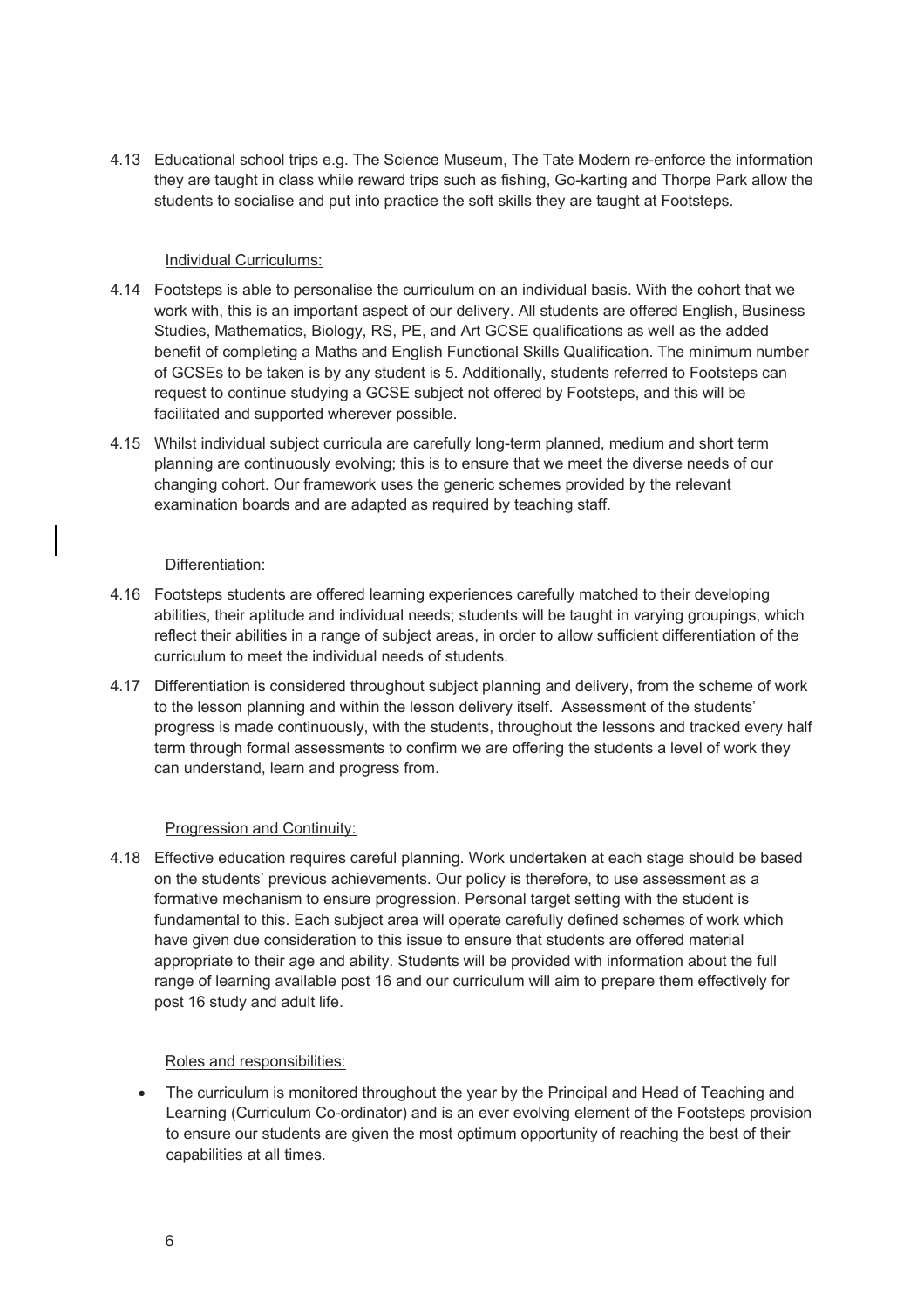4.13 Educational school trips e.g. The Science Museum, The Tate Modern re-enforce the information they are taught in class while reward trips such as fishing, Go-karting and Thorpe Park allow the students to socialise and put into practice the soft skills they are taught at Footsteps.

<u>Individual Curriculums:</u>

4.14 Footsteps is able to personalise the curriculum on an individual basis. With the cohort that we work with, this is an important aspect of our delivery. All students are offered English, Business Studies, Mathematics, Biology, RS, PE, and Art GCSE qualifications as well as the added benefit of completing a Maths and English Functional Skills Qualification. The minimum number of GCSEs to be taken is by any student is 5. Additionally, students referred to Footsteps can request to continue studying a GCSE subject not offered by Footsteps, and this will be facilitated and supported wherever possible.

4.15 Whilst individual subject curricula are carefully long-term planned, medium and short term planning are continuously evolving; this is to ensure that we meet the diverse needs of our changing cohort. Our framework uses the generic schemes provided by the relevant examination boards and are adapted as required by teaching staff.

<u>Differentiation:</u>

4.16 Footsteps students are offered learning experiences carefully matched to their developing abilities, their aptitude and individual needs; students will be taught in varying groupings, which reflect their abilities in a range of subject areas, in order to allow sufficient differentiation of the curriculum to meet the individual needs of students.

4.17 Differentiation is considered throughout subject planning and delivery, from the scheme of work to the lesson planning and within the lesson delivery itself. Assessment of the students' progress is made continuously, with the students, throughout the lessons and tracked every half term through formal assessments to confirm we are offering the students a level of work they can understand, learn and progress from.

<u>Progression and Continuity:</u>

4.18 Effective education requires careful planning. Work undertaken at each stage should be based on the students' previous achievements. Our policy is therefore, to use assessment as a formative mechanism to ensure progression. Personal target setting with the student is fundamental to this. Each subject area will operate carefully defined schemes of work which have given due consideration to this issue to ensure that students are offered material appropriate to their age and ability. Students will be provided with information about the full range of learning available post 16 and our curriculum will aim to prepare them effectively for post 16 study and adult life.

<u>Roles and responsibilities:</u>

- The curriculum is monitored throughout the year by the Principal and Head of Teaching and Learning (Curriculum Co-ordinator) and is an ever evolving element of the Footsteps provision to ensure our students are given the most optimum opportunity of reaching the best of their capabilities at all times.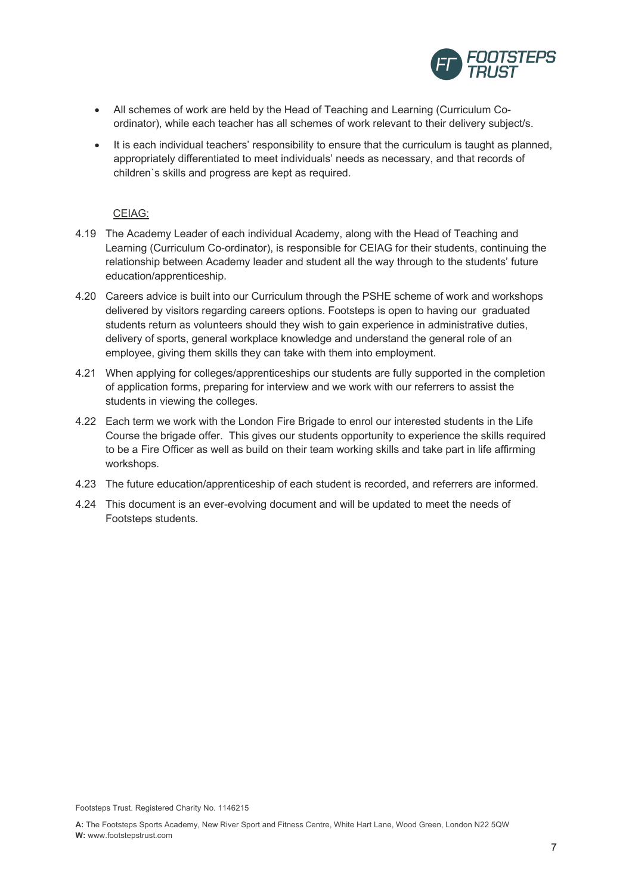- All schemes of work are held by the Head of Teaching and Learning (Curriculum Co-ordinator), while each teacher has all schemes of work relevant to their delivery subject/s.
- It is each individual teachers' responsibility to ensure that the curriculum is taught as planned, appropriately differentiated to meet individuals' needs as necessary, and that records of children`s skills and progress are kept as required.

CEIAG:

4.19 The Academy Leader of each individual Academy, along with the Head of Teaching and Learning (Curriculum Co-ordinator), is responsible for CEIAG for their students, continuing the relationship between Academy leader and student all the way through to the students' future education/apprenticeship.

4.20 Careers advice is built into our Curriculum through the PSHE scheme of work and workshops delivered by visitors regarding careers options. Footsteps is open to having our graduated students return as volunteers should they wish to gain experience in administrative duties, delivery of sports, general workplace knowledge and understand the general role of an employee, giving them skills they can take with them into employment.

4.21 When applying for colleges/apprenticeships our students are fully supported in the completion of application forms, preparing for interview and we work with our referrers to assist the students in viewing the colleges.

4.22 Each term we work with the London Fire Brigade to enrol our interested students in the Life Course the brigade offer. This gives our students opportunity to experience the skills required to be a Fire Officer as well as build on their team working skills and take part in life affirming workshops.

4.23 The future education/apprenticeship of each student is recorded, and referrers are informed.

4.24 This document is an ever-evolving document and will be updated to meet the needs of Footsteps students.